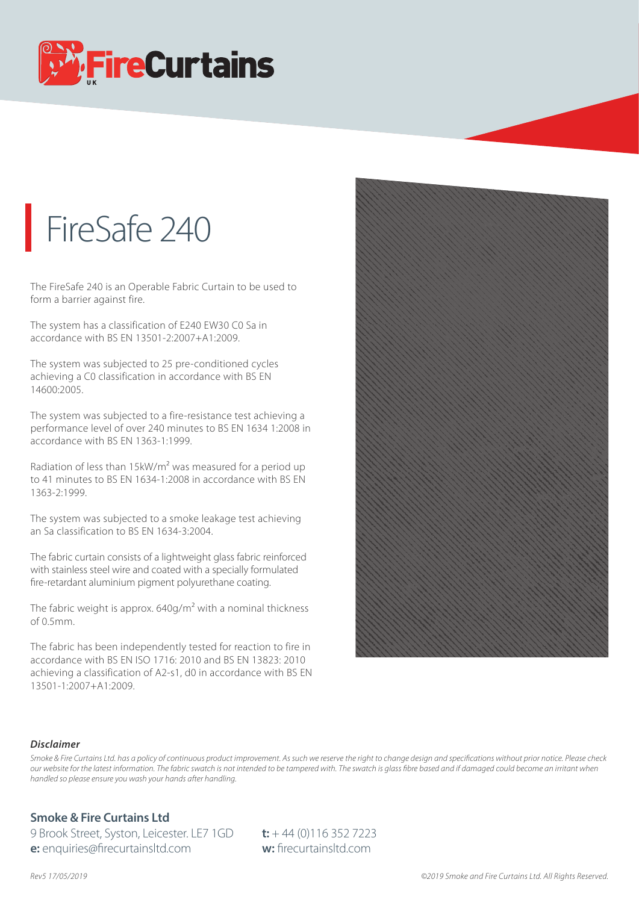# FireSafe 240

The FireSafe 240 is an Operable Fabric Curtain to be used to form a barrier against fire.

The system has a classification of E240 EW30 C0 Sa in accordance with BS EN 13501-2:2007+A1:2009.

The system was subjected to 25 pre-conditioned cycles achieving a C0 classification in accordance with BS EN 14600:2005.

The system was subjected to a fire-resistance test achieving a performance level of over 240 minutes to BS EN 1634 1:2008 in accordance with BS EN 1363-1:1999.

Radiation of less than 15kW/m² was measured for a period up to 41 minutes to BS EN 1634-1:2008 in accordance with BS EN 1363-2:1999.

The system was subjected to a smoke leakage test achieving an Sa classification to BS EN 1634-3:2004.

The fabric curtain consists of a lightweight glass fabric reinforced with stainless steel wire and coated with a specially formulated fire-retardant aluminium pigment polyurethane coating.

The fabric weight is approx. 640g/m² with a nominal thickness of 0.5mm.

The fabric has been independently tested for reaction to fire in accordance with BS EN ISO 1716: 2010 and BS EN 13823: 2010 achieving a classification of A2-s1, d0 in accordance with BS EN 13501-1:2007+A1:2009.

***Disclaimer***

*Smoke & Fire Curtains Ltd. has a policy of continuous product improvement. As such we reserve the right to change design and specifications without prior notice. Please check our website for the latest information. The fabric swatch is not intended to be tampered with. The swatch is glass fibre based and if damaged could become an irritant when handled so please ensure you wash your hands after handling.*

**Smoke & Fire Curtains Ltd**
9 Brook Street, Syston, Leicester. LE7 1GD
**e:** enquiries@firecurtainsltd.com
**t:** + 44 (0)116 352 7223
**w:** firecurtainsltd.com

*Rev5 17/05/2019*

*©2019 Smoke and Fire Curtains Ltd. All Rights Reserved.*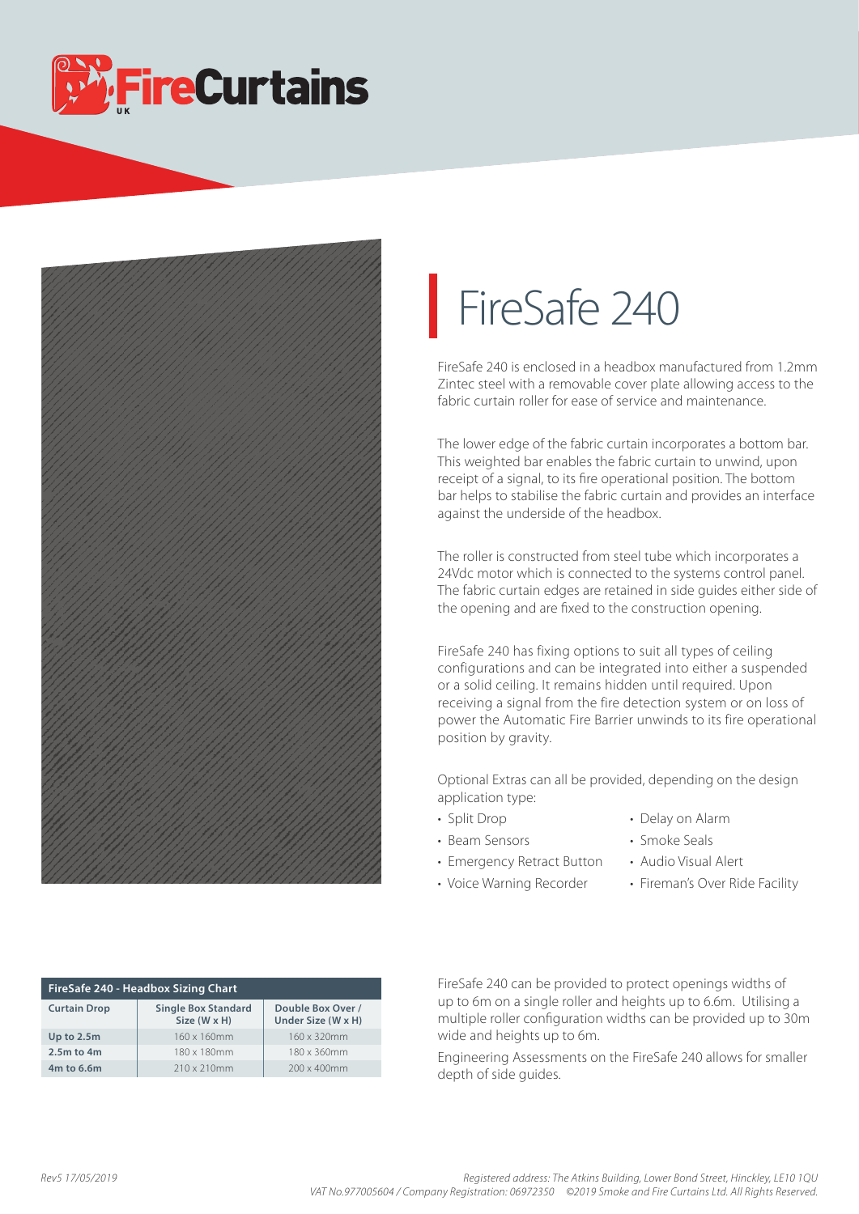# FireSafe 240

FireSafe 240 is enclosed in a headbox manufactured from 1.2mm Zintec steel with a removable cover plate allowing access to the fabric curtain roller for ease of service and maintenance.

The lower edge of the fabric curtain incorporates a bottom bar. This weighted bar enables the fabric curtain to unwind, upon receipt of a signal, to its fire operational position. The bottom bar helps to stabilise the fabric curtain and provides an interface against the underside of the headbox.

The roller is constructed from steel tube which incorporates a 24Vdc motor which is connected to the systems control panel. The fabric curtain edges are retained in side guides either side of the opening and are fixed to the construction opening.

FireSafe 240 has fixing options to suit all types of ceiling configurations and can be integrated into either a suspended or a solid ceiling. It remains hidden until required. Upon receiving a signal from the fire detection system or on loss of power the Automatic Fire Barrier unwinds to its fire operational position by gravity.

Optional Extras can all be provided, depending on the design application type:

- Split Drop
- Beam Sensors
- Emergency Retract Button
- Voice Warning Recorder
- Delay on Alarm
- Smoke Seals
- Audio Visual Alert
- Fireman's Over Ride Facility

**FireSafe 240 - Headbox Sizing Chart**

| Curtain Drop | Single Box Standard Size (W x H) | Double Box Over / Under Size (W x H) |
|---|---|---|
| Up to 2.5m | 160 x 160mm | 160 x 320mm |
| 2.5m to 4m | 180 x 180mm | 180 x 360mm |
| 4m to 6.6m | 210 x 210mm | 200 x 400mm |

FireSafe 240 can be provided to protect openings widths of up to 6m on a single roller and heights up to 6.6m. Utilising a multiple roller configuration widths can be provided up to 30m wide and heights up to 6m.

Engineering Assessments on the FireSafe 240 allows for smaller depth of side guides.

*Rev5 17/05/2019*

*Registered address: The Atkins Building, Lower Bond Street, Hinckley, LE10 1QU*
*VAT No.977005604 / Company Registration: 06972350 ©2019 Smoke and Fire Curtains Ltd. All Rights Reserved.*